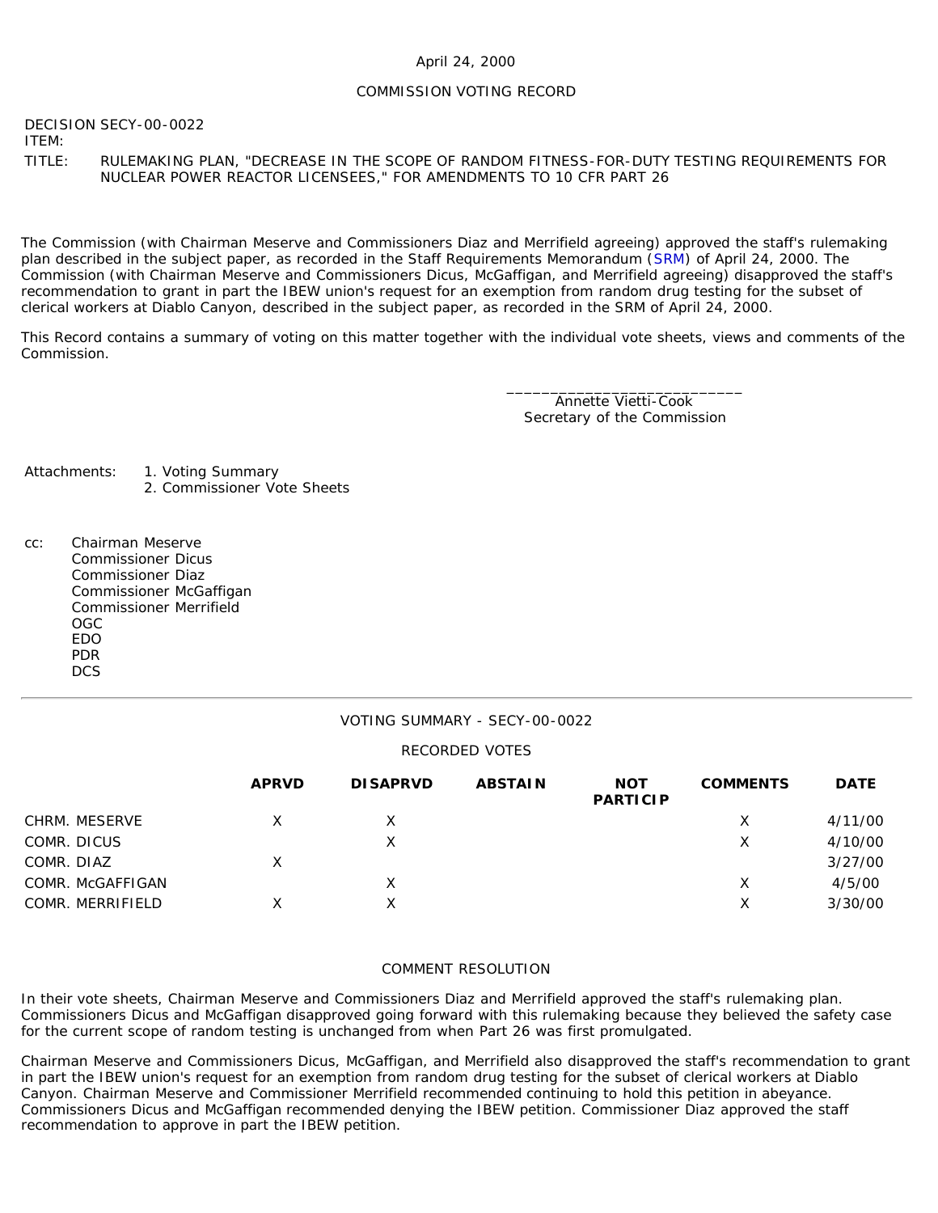April 24, 2000

COMMISSION VOTING RECORD

DECISION ITEM: SECY-00-0022

TITLE: RULEMAKING PLAN, "DECREASE IN THE SCOPE OF RANDOM FITNESS-FOR-DUTY TESTING REQUIREMENTS FOR NUCLEAR POWER REACTOR LICENSEES," FOR AMENDMENTS TO 10 CFR PART 26

The Commission (with Chairman Meserve and Commissioners Diaz and Merrifield agreeing) approved the staff's rulemaking plan described in the subject paper, as recorded in the Staff Requirements Memorandum (SRM) of April 24, 2000. The Commission (with Chairman Meserve and Commissioners Dicus, McGaffigan, and Merrifield agreeing) disapproved the staff's recommendation to grant in part the IBEW union's request for an exemption from random drug testing for the subset of clerical workers at Diablo Canyon, described in the subject paper, as recorded in the SRM of April 24, 2000.

This Record contains a summary of voting on this matter together with the individual vote sheets, views and comments of the Commission.

\_\_\_\_\_\_\_\_\_\_\_\_\_\_\_\_\_\_\_\_\_\_\_\_\_\_\_\_
Annette Vietti-Cook
Secretary of the Commission

Attachments:
1. Voting Summary
2. Commissioner Vote Sheets

cc:
Chairman Meserve
Commissioner Dicus
Commissioner Diaz
Commissioner McGaffigan
Commissioner Merrifield
OGC
EDO
PDR
DCS

---

VOTING SUMMARY - SECY-00-0022

RECORDED VOTES

| | APRVD | DISAPRVD | ABSTAIN | NOT PARTICIP | COMMENTS | DATE |
|---|---|---|---|---|---|---|
| CHRM. MESERVE | X | X | | | X | 4/11/00 |
| COMR. DICUS | | X | | | X | 4/10/00 |
| COMR. DIAZ | X | | | | | 3/27/00 |
| COMR. McGAFFIGAN | | X | | | X | 4/5/00 |
| COMR. MERRIFIELD | X | X | | | X | 3/30/00 |

COMMENT RESOLUTION

In their vote sheets, Chairman Meserve and Commissioners Diaz and Merrifield approved the staff's rulemaking plan. Commissioners Dicus and McGaffigan disapproved going forward with this rulemaking because they believed the safety case for the current scope of random testing is unchanged from when Part 26 was first promulgated.

Chairman Meserve and Commissioners Dicus, McGaffigan, and Merrifield also disapproved the staff's recommendation to grant in part the IBEW union's request for an exemption from random drug testing for the subset of clerical workers at Diablo Canyon. Chairman Meserve and Commissioner Merrifield recommended continuing to hold this petition in abeyance. Commissioners Dicus and McGaffigan recommended denying the IBEW petition. Commissioner Diaz approved the staff recommendation to approve in part the IBEW petition.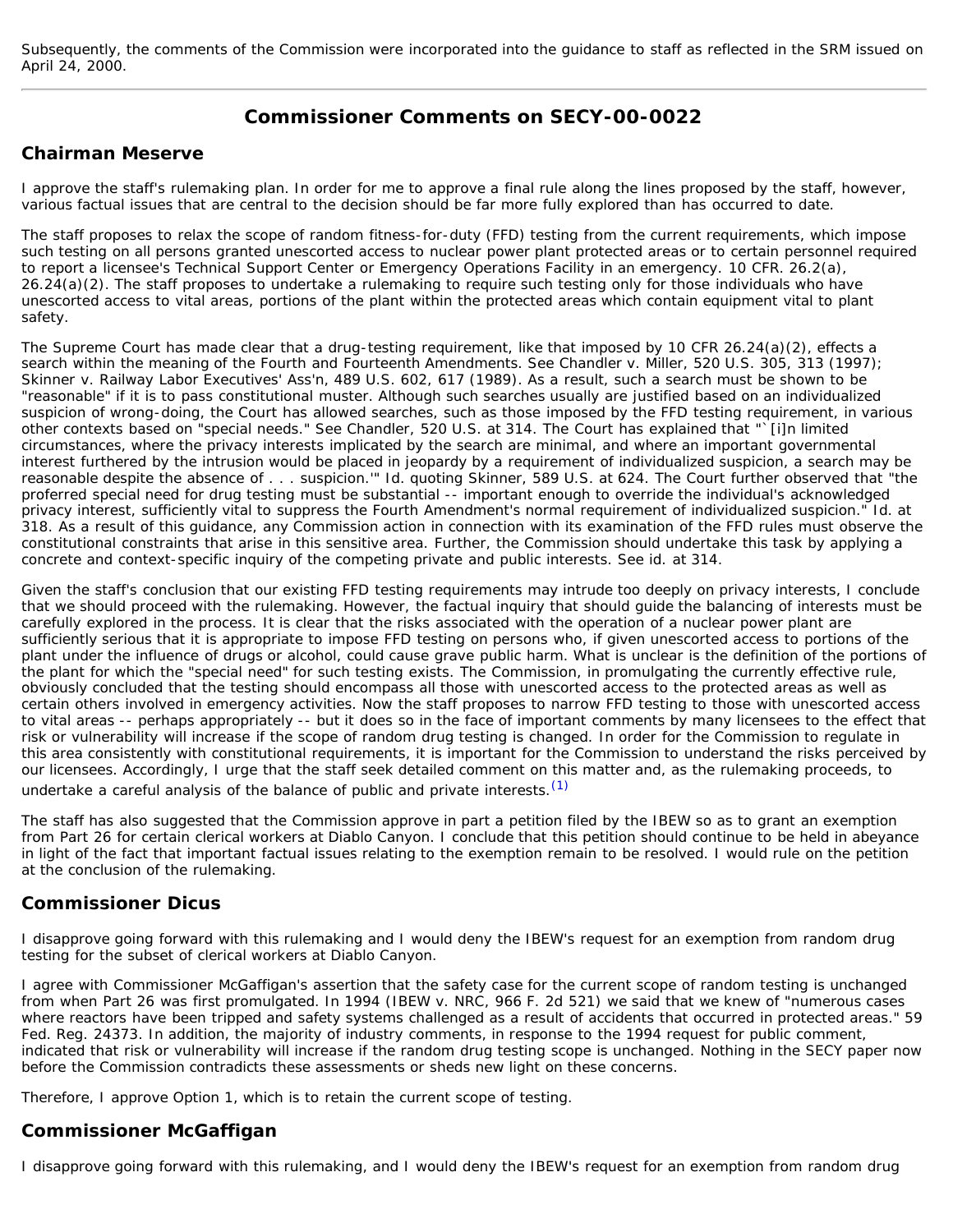Subsequently, the comments of the Commission were incorporated into the guidance to staff as reflected in the SRM issued on April 24, 2000.

---

## Commissioner Comments on SECY-00-0022

### Chairman Meserve

I approve the staff's rulemaking plan. In order for me to approve a final rule along the lines proposed by the staff, however, various factual issues that are central to the decision should be far more fully explored than has occurred to date.

The staff proposes to relax the scope of random fitness-for-duty (FFD) testing from the current requirements, which impose such testing on all persons granted unescorted access to nuclear power plant protected areas or to certain personnel required to report a licensee's Technical Support Center or Emergency Operations Facility in an emergency. 10 CFR. 26.2(a), 26.24(a)(2). The staff proposes to undertake a rulemaking to require such testing only for those individuals who have unescorted access to vital areas, portions of the plant within the protected areas which contain equipment vital to plant safety.

The Supreme Court has made clear that a drug-testing requirement, like that imposed by 10 CFR 26.24(a)(2), effects a search within the meaning of the Fourth and Fourteenth Amendments. See Chandler v. Miller, 520 U.S. 305, 313 (1997); Skinner v. Railway Labor Executives' Ass'n, 489 U.S. 602, 617 (1989). As a result, such a search must be shown to be "reasonable" if it is to pass constitutional muster. Although such searches usually are justified based on an individualized suspicion of wrong-doing, the Court has allowed searches, such as those imposed by the FFD testing requirement, in various other contexts based on "special needs." See Chandler, 520 U.S. at 314. The Court has explained that "`[i]n limited circumstances, where the privacy interests implicated by the search are minimal, and where an important governmental interest furthered by the intrusion would be placed in jeopardy by a requirement of individualized suspicion, a search may be reasonable despite the absence of . . . suspicion.'" Id. quoting Skinner, 589 U.S. at 624. The Court further observed that "the proferred special need for drug testing must be substantial -- important enough to override the individual's acknowledged privacy interest, sufficiently vital to suppress the Fourth Amendment's normal requirement of individualized suspicion." Id. at 318. As a result of this guidance, any Commission action in connection with its examination of the FFD rules must observe the constitutional constraints that arise in this sensitive area. Further, the Commission should undertake this task by applying a concrete and context-specific inquiry of the competing private and public interests. See id. at 314.

Given the staff's conclusion that our existing FFD testing requirements may intrude too deeply on privacy interests, I conclude that we should proceed with the rulemaking. However, the factual inquiry that should guide the balancing of interests must be carefully explored in the process. It is clear that the risks associated with the operation of a nuclear power plant are sufficiently serious that it is appropriate to impose FFD testing on persons who, if given unescorted access to portions of the plant under the influence of drugs or alcohol, could cause grave public harm. What is unclear is the definition of the portions of the plant for which the "special need" for such testing exists. The Commission, in promulgating the currently effective rule, obviously concluded that the testing should encompass all those with unescorted access to the protected areas as well as certain others involved in emergency activities. Now the staff proposes to narrow FFD testing to those with unescorted access to vital areas -- perhaps appropriately -- but it does so in the face of important comments by many licensees to the effect that risk or vulnerability will increase if the scope of random drug testing is changed. In order for the Commission to regulate in this area consistently with constitutional requirements, it is important for the Commission to understand the risks perceived by our licensees. Accordingly, I urge that the staff seek detailed comment on this matter and, as the rulemaking proceeds, to undertake a careful analysis of the balance of public and private interests.[(1)]

The staff has also suggested that the Commission approve in part a petition filed by the IBEW so as to grant an exemption from Part 26 for certain clerical workers at Diablo Canyon. I conclude that this petition should continue to be held in abeyance in light of the fact that important factual issues relating to the exemption remain to be resolved. I would rule on the petition at the conclusion of the rulemaking.

### Commissioner Dicus

I disapprove going forward with this rulemaking and I would deny the IBEW's request for an exemption from random drug testing for the subset of clerical workers at Diablo Canyon.

I agree with Commissioner McGaffigan's assertion that the safety case for the current scope of random testing is unchanged from when Part 26 was first promulgated. In 1994 (IBEW v. NRC, 966 F. 2d 521) we said that we knew of "numerous cases where reactors have been tripped and safety systems challenged as a result of accidents that occurred in protected areas." 59 Fed. Reg. 24373. In addition, the majority of industry comments, in response to the 1994 request for public comment, indicated that risk or vulnerability will increase if the random drug testing scope is unchanged. Nothing in the SECY paper now before the Commission contradicts these assessments or sheds new light on these concerns.

Therefore, I approve Option 1, which is to retain the current scope of testing.

### Commissioner McGaffigan

I disapprove going forward with this rulemaking, and I would deny the IBEW's request for an exemption from random drug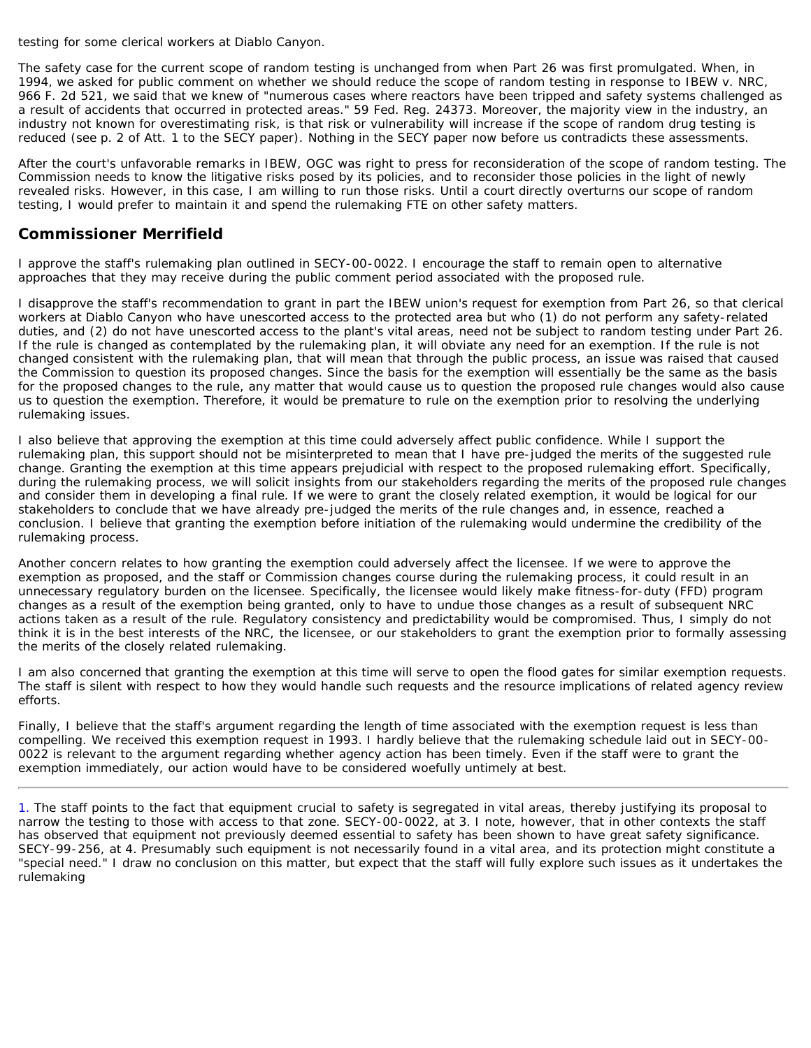testing for some clerical workers at Diablo Canyon.

The safety case for the current scope of random testing is unchanged from when Part 26 was first promulgated. When, in 1994, we asked for public comment on whether we should reduce the scope of random testing in response to IBEW v. NRC, 966 F. 2d 521, we said that we knew of "numerous cases where reactors have been tripped and safety systems challenged as a result of accidents that occurred in protected areas." 59 Fed. Reg. 24373. Moreover, the majority view in the industry, an industry not known for overestimating risk, is that risk or vulnerability will increase if the scope of random drug testing is reduced (see p. 2 of Att. 1 to the SECY paper). Nothing in the SECY paper now before us contradicts these assessments.

After the court's unfavorable remarks in IBEW, OGC was right to press for reconsideration of the scope of random testing. The Commission needs to know the litigative risks posed by its policies, and to reconsider those policies in the light of newly revealed risks. However, in this case, I am willing to run those risks. Until a court directly overturns our scope of random testing, I would prefer to maintain it and spend the rulemaking FTE on other safety matters.

## Commissioner Merrifield

I approve the staff's rulemaking plan outlined in SECY-00-0022. I encourage the staff to remain open to alternative approaches that they may receive during the public comment period associated with the proposed rule.

I disapprove the staff's recommendation to grant in part the IBEW union's request for exemption from Part 26, so that clerical workers at Diablo Canyon who have unescorted access to the protected area but who (1) do not perform any safety-related duties, and (2) do not have unescorted access to the plant's vital areas, need not be subject to random testing under Part 26. If the rule is changed as contemplated by the rulemaking plan, it will obviate any need for an exemption. If the rule is not changed consistent with the rulemaking plan, that will mean that through the public process, an issue was raised that caused the Commission to question its proposed changes. Since the basis for the exemption will essentially be the same as the basis for the proposed changes to the rule, any matter that would cause us to question the proposed rule changes would also cause us to question the exemption. Therefore, it would be premature to rule on the exemption prior to resolving the underlying rulemaking issues.

I also believe that approving the exemption at this time could adversely affect public confidence. While I support the rulemaking plan, this support should not be misinterpreted to mean that I have pre-judged the merits of the suggested rule change. Granting the exemption at this time appears prejudicial with respect to the proposed rulemaking effort. Specifically, during the rulemaking process, we will solicit insights from our stakeholders regarding the merits of the proposed rule changes and consider them in developing a final rule. If we were to grant the closely related exemption, it would be logical for our stakeholders to conclude that we have already pre-judged the merits of the rule changes and, in essence, reached a conclusion. I believe that granting the exemption before initiation of the rulemaking would undermine the credibility of the rulemaking process.

Another concern relates to how granting the exemption could adversely affect the licensee. If we were to approve the exemption as proposed, and the staff or Commission changes course during the rulemaking process, it could result in an unnecessary regulatory burden on the licensee. Specifically, the licensee would likely make fitness-for-duty (FFD) program changes as a result of the exemption being granted, only to have to undue those changes as a result of subsequent NRC actions taken as a result of the rule. Regulatory consistency and predictability would be compromised. Thus, I simply do not think it is in the best interests of the NRC, the licensee, or our stakeholders to grant the exemption prior to formally assessing the merits of the closely related rulemaking.

I am also concerned that granting the exemption at this time will serve to open the flood gates for similar exemption requests. The staff is silent with respect to how they would handle such requests and the resource implications of related agency review efforts.

Finally, I believe that the staff's argument regarding the length of time associated with the exemption request is less than compelling. We received this exemption request in 1993. I hardly believe that the rulemaking schedule laid out in SECY-00-0022 is relevant to the argument regarding whether agency action has been timely. Even if the staff were to grant the exemption immediately, our action would have to be considered woefully untimely at best.

---

1. The staff points to the fact that equipment crucial to safety is segregated in vital areas, thereby justifying its proposal to narrow the testing to those with access to that zone. SECY-00-0022, at 3. I note, however, that in other contexts the staff has observed that equipment not previously deemed essential to safety has been shown to have great safety significance. SECY-99-256, at 4. Presumably such equipment is not necessarily found in a vital area, and its protection might constitute a "special need." I draw no conclusion on this matter, but expect that the staff will fully explore such issues as it undertakes the rulemaking